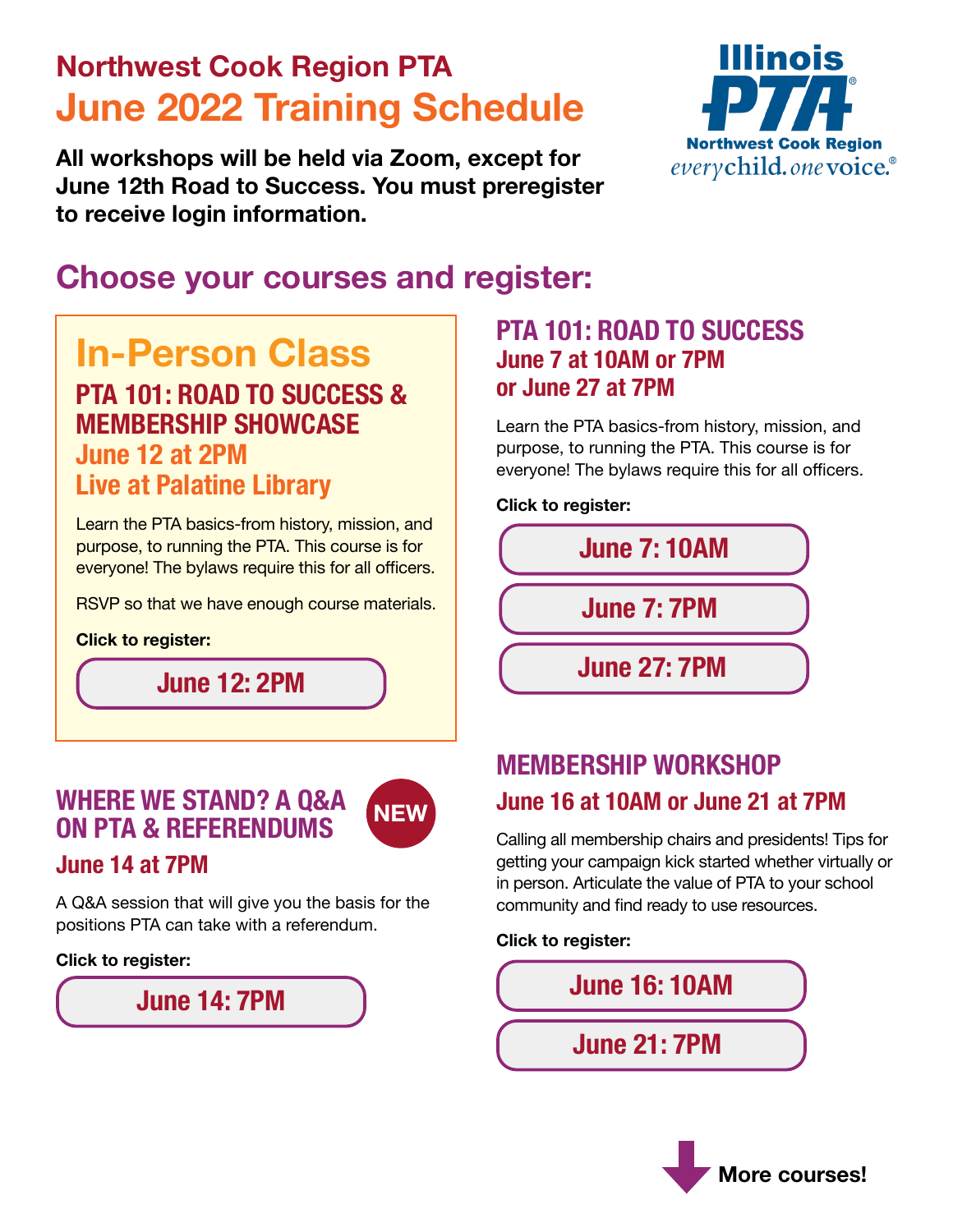# Northwest Cook Region PTA

# June 2022 Training Schedule

**All workshops will be held via Zoom, except for June 12th Road to Success. You must preregister to receive login information.**

Illinois PTA
Northwest Cook Region
*every child. one voice.*®

## Choose your courses and register:

### In-Person Class

### PTA 101: ROAD TO SUCCESS & MEMBERSHIP SHOWCASE

**June 12 at 2PM**
**Live at Palatine Library**

Learn the PTA basics-from history, mission, and purpose, to running the PTA. This course is for everyone! The bylaws require this for all officers.

RSVP so that we have enough course materials.

**Click to register:**

- June 12: 2PM

### PTA 101: ROAD TO SUCCESS

**June 7 at 10AM or 7PM**
**or June 27 at 7PM**

Learn the PTA basics-from history, mission, and purpose, to running the PTA. This course is for everyone! The bylaws require this for all officers.

**Click to register:**

- June 7: 10AM
- June 7: 7PM
- June 27: 7PM

### WHERE WE STAND? A Q&A ON PTA & REFERENDUMS (NEW)

**June 14 at 7PM**

A Q&A session that will give you the basis for the positions PTA can take with a referendum.

**Click to register:**

- June 14: 7PM

### MEMBERSHIP WORKSHOP

**June 16 at 10AM or June 21 at 7PM**

Calling all membership chairs and presidents! Tips for getting your campaign kick started whether virtually or in person. Articulate the value of PTA to your school community and find ready to use resources.

**Click to register:**

- June 16: 10AM
- June 21: 7PM

**More courses!**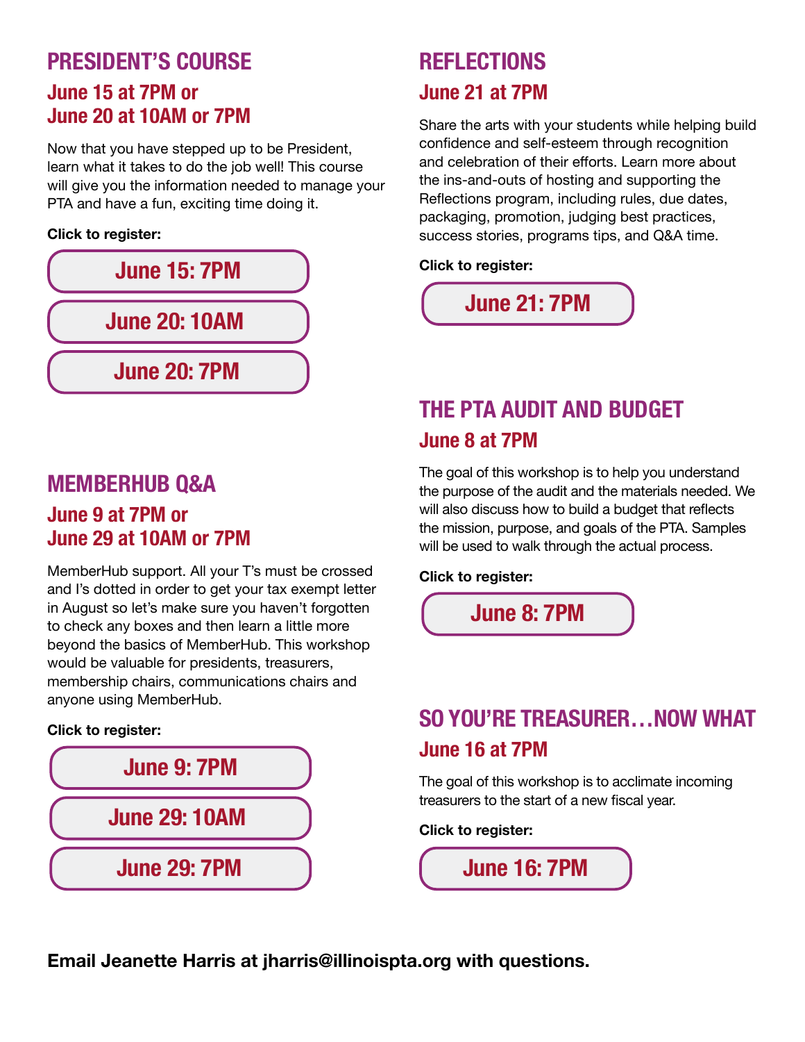## PRESIDENT'S COURSE

### June 15 at 7PM or June 20 at 10AM or 7PM

Now that you have stepped up to be President, learn what it takes to do the job well! This course will give you the information needed to manage your PTA and have a fun, exciting time doing it.

**Click to register:**

- June 15: 7PM
- June 20: 10AM
- June 20: 7PM

## MEMBERHUB Q&A

### June 9 at 7PM or June 29 at 10AM or 7PM

MemberHub support. All your T's must be crossed and I's dotted in order to get your tax exempt letter in August so let's make sure you haven't forgotten to check any boxes and then learn a little more beyond the basics of MemberHub. This workshop would be valuable for presidents, treasurers, membership chairs, communications chairs and anyone using MemberHub.

**Click to register:**

- June 9: 7PM
- June 29: 10AM
- June 29: 7PM

## REFLECTIONS

### June 21 at 7PM

Share the arts with your students while helping build confidence and self-esteem through recognition and celebration of their efforts. Learn more about the ins-and-outs of hosting and supporting the Reflections program, including rules, due dates, packaging, promotion, judging best practices, success stories, programs tips, and Q&A time.

**Click to register:**

- June 21: 7PM

## THE PTA AUDIT AND BUDGET

### June 8 at 7PM

The goal of this workshop is to help you understand the purpose of the audit and the materials needed. We will also discuss how to build a budget that reflects the mission, purpose, and goals of the PTA. Samples will be used to walk through the actual process.

**Click to register:**

- June 8: 7PM

## SO YOU'RE TREASURER…NOW WHAT

### June 16 at 7PM

The goal of this workshop is to acclimate incoming treasurers to the start of a new fiscal year.

**Click to register:**

- June 16: 7PM

**Email Jeanette Harris at jharris@illinoispta.org with questions.**